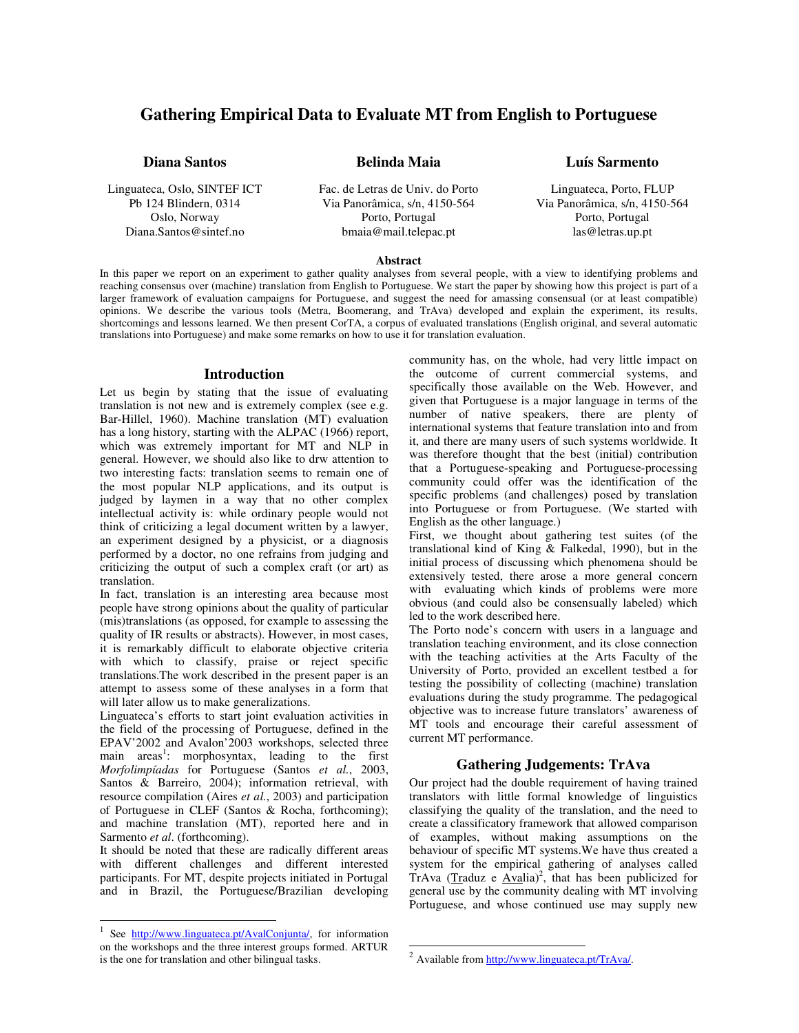# Gathering Empirical Data to Evaluate MT from English to Portuguese

**Diana Santos**
Linguateca, Oslo, SINTEF ICT
Pb 124 Blindern, 0314
Oslo, Norway
Diana.Santos@sintef.no

**Belinda Maia**
Fac. de Letras de Univ. do Porto
Via Panorâmica, s/n, 4150-564
Porto, Portugal
bmaia@mail.telepac.pt

**Luís Sarmento**
Linguateca, Porto, FLUP
Via Panorâmica, s/n, 4150-564
Porto, Portugal
las@letras.up.pt

**Abstract**

In this paper we report on an experiment to gather quality analyses from several people, with a view to identifying problems and reaching consensus over (machine) translation from English to Portuguese. We start the paper by showing how this project is part of a larger framework of evaluation campaigns for Portuguese, and suggest the need for amassing consensual (or at least compatible) opinions. We describe the various tools (Metra, Boomerang, and TrAva) developed and explain the experiment, its results, shortcomings and lessons learned. We then present CorTA, a corpus of evaluated translations (English original, and several automatic translations into Portuguese) and make some remarks on how to use it for translation evaluation.

## Introduction

Let us begin by stating that the issue of evaluating translation is not new and is extremely complex (see e.g. Bar-Hillel, 1960). Machine translation (MT) evaluation has a long history, starting with the ALPAC (1966) report, which was extremely important for MT and NLP in general. However, we should also like to drw attention to two interesting facts: translation seems to remain one of the most popular NLP applications, and its output is judged by laymen in a way that no other complex intellectual activity is: while ordinary people would not think of criticizing a legal document written by a lawyer, an experiment designed by a physicist, or a diagnosis performed by a doctor, no one refrains from judging and criticizing the output of such a complex craft (or art) as translation.

In fact, translation is an interesting area because most people have strong opinions about the quality of particular (mis)translations (as opposed, for example to assessing the quality of IR results or abstracts). However, in most cases, it is remarkably difficult to elaborate objective criteria with which to classify, praise or reject specific translations.The work described in the present paper is an attempt to assess some of these analyses in a form that will later allow us to make generalizations.

Linguateca's efforts to start joint evaluation activities in the field of the processing of Portuguese, defined in the EPAV'2002 and Avalon'2003 workshops, selected three main areas[1]: morphosyntax, leading to the first *Morfolimpíadas* for Portuguese (Santos *et al.*, 2003, Santos & Barreiro, 2004); information retrieval, with resource compilation (Aires *et al.*, 2003) and participation of Portuguese in CLEF (Santos & Rocha, forthcoming); and machine translation (MT), reported here and in Sarmento *et al*. (forthcoming).

It should be noted that these are radically different areas with different challenges and different interested participants. For MT, despite projects initiated in Portugal and in Brazil, the Portuguese/Brazilian developing community has, on the whole, had very little impact on the outcome of current commercial systems, and specifically those available on the Web. However, and given that Portuguese is a major language in terms of the number of native speakers, there are plenty of international systems that feature translation into and from it, and there are many users of such systems worldwide. It was therefore thought that the best (initial) contribution that a Portuguese-speaking and Portuguese-processing community could offer was the identification of the specific problems (and challenges) posed by translation into Portuguese or from Portuguese. (We started with English as the other language.)

First, we thought about gathering test suites (of the translational kind of King & Falkedal, 1990), but in the initial process of discussing which phenomena should be extensively tested, there arose a more general concern with evaluating which kinds of problems were more obvious (and could also be consensually labeled) which led to the work described here.

The Porto node's concern with users in a language and translation teaching environment, and its close connection with the teaching activities at the Arts Faculty of the University of Porto, provided an excellent testbed a for testing the possibility of collecting (machine) translation evaluations during the study programme. The pedagogical objective was to increase future translators' awareness of MT tools and encourage their careful assessment of current MT performance.

## Gathering Judgements: TrAva

Our project had the double requirement of having trained translators with little formal knowledge of linguistics classifying the quality of the translation, and the need to create a classificatory framework that allowed comparison of examples, without making assumptions on the behaviour of specific MT systems.We have thus created a system for the empirical gathering of analyses called TrAva (<u>Tra</u>duz e <u>Ava</u>lia)[2], that has been publicized for general use by the community dealing with MT involving Portuguese, and whose continued use may supply new

---

[1] See http://www.linguateca.pt/AvalConjunta/, for information on the workshops and the three interest groups formed. ARTUR is the one for translation and other bilingual tasks.

[2] Available from http://www.linguateca.pt/TrAva/.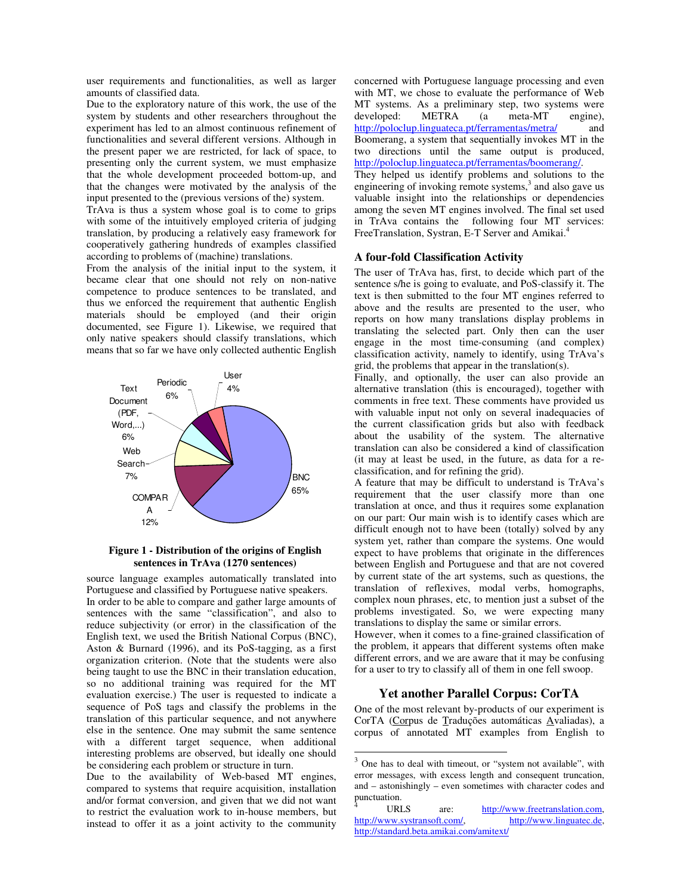user requirements and functionalities, as well as larger amounts of classified data.

Due to the exploratory nature of this work, the use of the system by students and other researchers throughout the experiment has led to an almost continuous refinement of functionalities and several different versions. Although in the present paper we are restricted, for lack of space, to presenting only the current system, we must emphasize that the whole development proceeded bottom-up, and that the changes were motivated by the analysis of the input presented to the (previous versions of the) system.

TrAva is thus a system whose goal is to come to grips with some of the intuitively employed criteria of judging translation, by producing a relatively easy framework for cooperatively gathering hundreds of examples classified according to problems of (machine) translations.

From the analysis of the initial input to the system, it became clear that one should not rely on non-native competence to produce sentences to be translated, and thus we enforced the requirement that authentic English materials should be employed (and their origin documented, see Figure 1). Likewise, we required that only native speakers should classify translations, which means that so far we have only collected authentic English source language examples automatically translated into Portuguese and classified by Portuguese native speakers.

**Figure 1 - Distribution of the origins of English sentences in TrAva (1270 sentences)**

In order to be able to compare and gather large amounts of sentences with the same "classification", and also to reduce subjectivity (or error) in the classification of the English text, we used the British National Corpus (BNC), Aston & Burnard (1996), and its PoS-tagging, as a first organization criterion. (Note that the students were also being taught to use the BNC in their translation education, so no additional training was required for the MT evaluation exercise.) The user is requested to indicate a sequence of PoS tags and classify the problems in the translation of this particular sequence, and not anywhere else in the sentence. One may submit the same sentence with a different target sequence, when additional interesting problems are observed, but ideally one should be considering each problem or structure in turn.

Due to the availability of Web-based MT engines, compared to systems that require acquisition, installation and/or format conversion, and given that we did not want to restrict the evaluation work to in-house members, but instead to offer it as a joint activity to the community concerned with Portuguese language processing and even with MT, we chose to evaluate the performance of Web MT systems. As a preliminary step, two systems were developed: METRA (a meta-MT engine), http://poloclup.linguateca.pt/ferramentas/metra/ and Boomerang, a system that sequentially invokes MT in the two directions until the same output is produced, http://poloclup.linguateca.pt/ferramentas/boomerang/.

They helped us identify problems and solutions to the engineering of invoking remote systems,[3] and also gave us valuable insight into the relationships or dependencies among the seven MT engines involved. The final set used in TrAva contains the following four MT services: FreeTranslation, Systran, E-T Server and Amikai.[4]

### A four-fold Classification Activity

The user of TrAva has, first, to decide which part of the sentence s/he is going to evaluate, and PoS-classify it. The text is then submitted to the four MT engines referred to above and the results are presented to the user, who reports on how many translations display problems in translating the selected part. Only then can the user engage in the most time-consuming (and complex) classification activity, namely to identify, using TrAva's grid, the problems that appear in the translation(s).

Finally, and optionally, the user can also provide an alternative translation (this is encouraged), together with comments in free text. These comments have provided us with valuable input not only on several inadequacies of the current classification grids but also with feedback about the usability of the system. The alternative translation can also be considered a kind of classification (it may at least be used, in the future, as data for a re-classification, and for refining the grid).

A feature that may be difficult to understand is TrAva's requirement that the user classify more than one translation at once, and thus it requires some explanation on our part: Our main wish is to identify cases which are difficult enough not to have been (totally) solved by any system yet, rather than compare the systems. One would expect to have problems that originate in the differences between English and Portuguese and that are not covered by current state of the art systems, such as questions, the translation of reflexives, modal verbs, homographs, complex noun phrases, etc, to mention just a subset of the problems investigated. So, we were expecting many translations to display the same or similar errors.

However, when it comes to a fine-grained classification of the problem, it appears that different systems often make different errors, and we are aware that it may be confusing for a user to try to classify all of them in one fell swoop.

## Yet another Parallel Corpus: CorTA

One of the most relevant by-products of our experiment is CorTA (Corpus de Traduções automáticas Avaliadas), a corpus of annotated MT examples from English to

[3] One has to deal with timeout, or "system not available", with error messages, with excess length and consequent truncation, and – astonishingly – even sometimes with character codes and punctuation.

[4] URLS are: http://www.freetranslation.com, http://www.systransoft.com/, http://www.linguatec.de, http://standard.beta.amikai.com/amitext/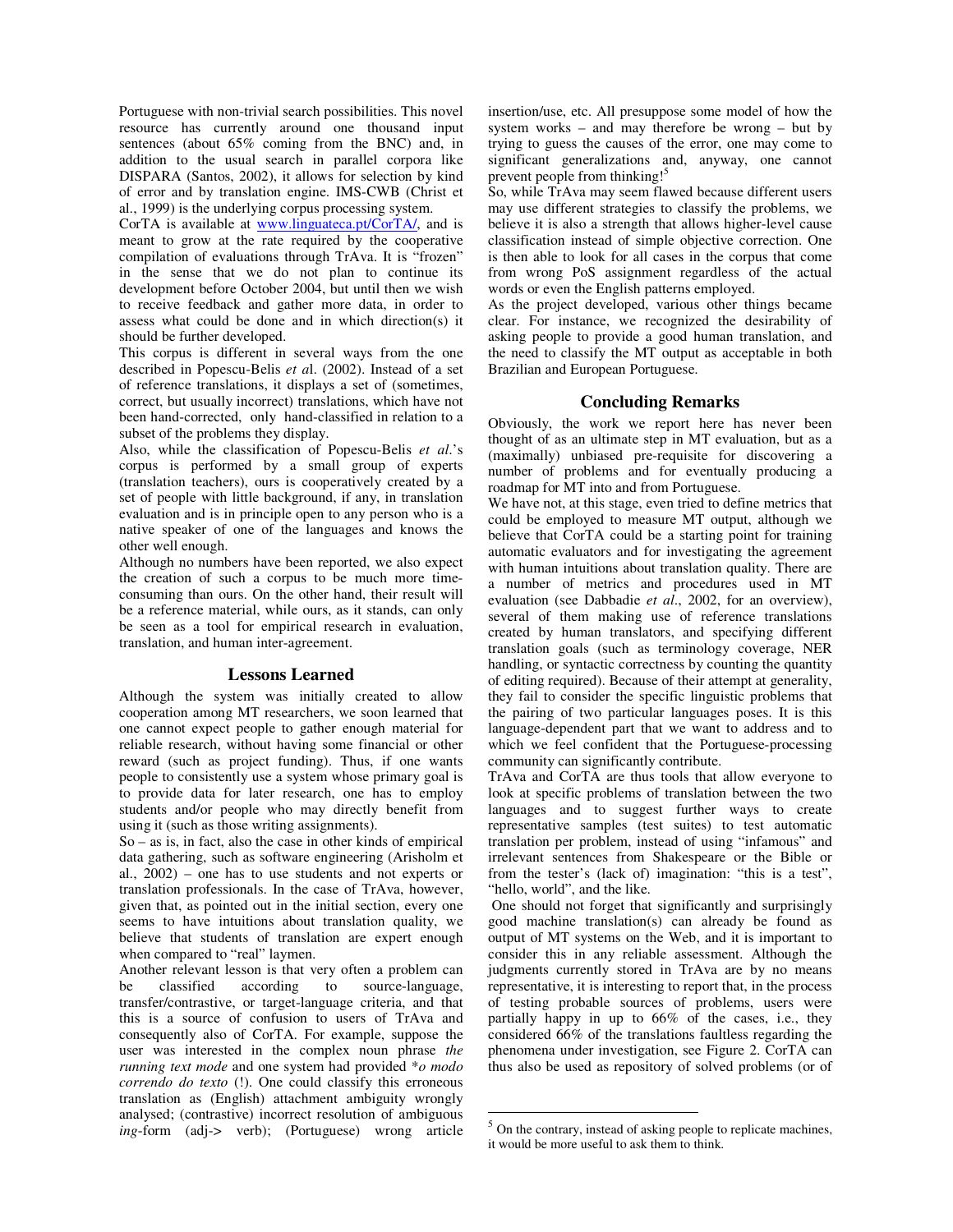Portuguese with non-trivial search possibilities. This novel resource has currently around one thousand input sentences (about 65% coming from the BNC) and, in addition to the usual search in parallel corpora like DISPARA (Santos, 2002), it allows for selection by kind of error and by translation engine. IMS-CWB (Christ et al., 1999) is the underlying corpus processing system.

CorTA is available at www.linguateca.pt/CorTA/, and is meant to grow at the rate required by the cooperative compilation of evaluations through TrAva. It is "frozen" in the sense that we do not plan to continue its development before October 2004, but until then we wish to receive feedback and gather more data, in order to assess what could be done and in which direction(s) it should be further developed.

This corpus is different in several ways from the one described in Popescu-Belis *et a*l. (2002). Instead of a set of reference translations, it displays a set of (sometimes, correct, but usually incorrect) translations, which have not been hand-corrected, only hand-classified in relation to a subset of the problems they display.

Also, while the classification of Popescu-Belis *et al.*'s corpus is performed by a small group of experts (translation teachers), ours is cooperatively created by a set of people with little background, if any, in translation evaluation and is in principle open to any person who is a native speaker of one of the languages and knows the other well enough.

Although no numbers have been reported, we also expect the creation of such a corpus to be much more time-consuming than ours. On the other hand, their result will be a reference material, while ours, as it stands, can only be seen as a tool for empirical research in evaluation, translation, and human inter-agreement.

## Lessons Learned

Although the system was initially created to allow cooperation among MT researchers, we soon learned that one cannot expect people to gather enough material for reliable research, without having some financial or other reward (such as project funding). Thus, if one wants people to consistently use a system whose primary goal is to provide data for later research, one has to employ students and/or people who may directly benefit from using it (such as those writing assignments).

So – as is, in fact, also the case in other kinds of empirical data gathering, such as software engineering (Arisholm et al., 2002) – one has to use students and not experts or translation professionals. In the case of TrAva, however, given that, as pointed out in the initial section, every one seems to have intuitions about translation quality, we believe that students of translation are expert enough when compared to "real" laymen.

Another relevant lesson is that very often a problem can be classified according to source-language, transfer/contrastive, or target-language criteria, and that this is a source of confusion to users of TrAva and consequently also of CorTA. For example, suppose the user was interested in the complex noun phrase *the running text mode* and one system had provided **o modo correndo do texto* (!). One could classify this erroneous translation as (English) attachment ambiguity wrongly analysed; (contrastive) incorrect resolution of ambiguous *ing*-form (adj-> verb); (Portuguese) wrong article insertion/use, etc. All presuppose some model of how the system works – and may therefore be wrong – but by trying to guess the causes of the error, one may come to significant generalizations and, anyway, one cannot prevent people from thinking![5]

So, while TrAva may seem flawed because different users may use different strategies to classify the problems, we believe it is also a strength that allows higher-level cause classification instead of simple objective correction. One is then able to look for all cases in the corpus that come from wrong PoS assignment regardless of the actual words or even the English patterns employed.

As the project developed, various other things became clear. For instance, we recognized the desirability of asking people to provide a good human translation, and the need to classify the MT output as acceptable in both Brazilian and European Portuguese.

## Concluding Remarks

Obviously, the work we report here has never been thought of as an ultimate step in MT evaluation, but as a (maximally) unbiased pre-requisite for discovering a number of problems and for eventually producing a roadmap for MT into and from Portuguese.

We have not, at this stage, even tried to define metrics that could be employed to measure MT output, although we believe that CorTA could be a starting point for training automatic evaluators and for investigating the agreement with human intuitions about translation quality. There are a number of metrics and procedures used in MT evaluation (see Dabbadie *et al*., 2002, for an overview), several of them making use of reference translations created by human translators, and specifying different translation goals (such as terminology coverage, NER handling, or syntactic correctness by counting the quantity of editing required). Because of their attempt at generality, they fail to consider the specific linguistic problems that the pairing of two particular languages poses. It is this language-dependent part that we want to address and to which we feel confident that the Portuguese-processing community can significantly contribute.

TrAva and CorTA are thus tools that allow everyone to look at specific problems of translation between the two languages and to suggest further ways to create representative samples (test suites) to test automatic translation per problem, instead of using "infamous" and irrelevant sentences from Shakespeare or the Bible or from the tester's (lack of) imagination: "this is a test", "hello, world", and the like.

One should not forget that significantly and surprisingly good machine translation(s) can already be found as output of MT systems on the Web, and it is important to consider this in any reliable assessment. Although the judgments currently stored in TrAva are by no means representative, it is interesting to report that, in the process of testing probable sources of problems, users were partially happy in up to 66% of the cases, i.e., they considered 66% of the translations faultless regarding the phenomena under investigation, see Figure 2. CorTA can thus also be used as repository of solved problems (or of

---

[5] On the contrary, instead of asking people to replicate machines, it would be more useful to ask them to think.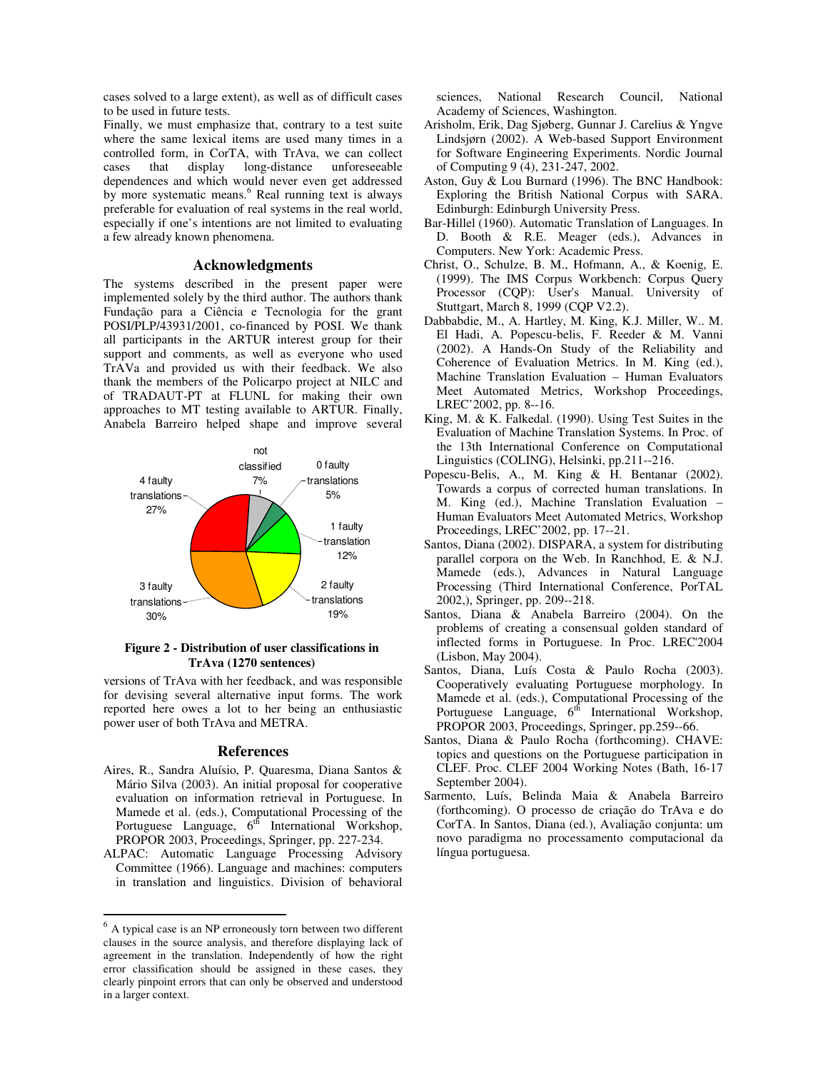cases solved to a large extent), as well as of difficult cases to be used in future tests.

Finally, we must emphasize that, contrary to a test suite where the same lexical items are used many times in a controlled form, in CorTA, with TrAva, we can collect cases that display long-distance unforeseeable dependences and which would never even get addressed by more systematic means.[6] Real running text is always preferable for evaluation of real systems in the real world, especially if one's intentions are not limited to evaluating a few already known phenomena.

## Acknowledgments

The systems described in the present paper were implemented solely by the third author. The authors thank Fundação para a Ciência e Tecnologia for the grant POSI/PLP/43931/2001, co-financed by POSI. We thank all participants in the ARTUR interest group for their support and comments, as well as everyone who used TrAVa and provided us with their feedback. We also thank the members of the Policarpo project at NILC and of TRADAUT-PT at FLUNL for making their own approaches to MT testing available to ARTUR. Finally, Anabela Barreiro helped shape and improve several versions of TrAva with her feedback, and was responsible for devising several alternative input forms. The work reported here owes a lot to her being an enthusiastic power user of both TrAva and METRA.

not classified 7%
0 faulty translations 5%
1 faulty translation 12%
2 faulty translations 19%
3 faulty translations 30%
4 faulty translations 27%

**Figure 2 - Distribution of user classifications in TrAva (1270 sentences)**

## References

Aires, R., Sandra Aluísio, P. Quaresma, Diana Santos & Mário Silva (2003). An initial proposal for cooperative evaluation on information retrieval in Portuguese. In Mamede et al. (eds.), Computational Processing of the Portuguese Language, 6th International Workshop, PROPOR 2003, Proceedings, Springer, pp. 227-234.

ALPAC: Automatic Language Processing Advisory Committee (1966). Language and machines: computers in translation and linguistics. Division of behavioral sciences, National Research Council, National Academy of Sciences, Washington.

Arisholm, Erik, Dag Sjøberg, Gunnar J. Carelius & Yngve Lindsjørn (2002). A Web-based Support Environment for Software Engineering Experiments. Nordic Journal of Computing 9 (4), 231-247, 2002.

Aston, Guy & Lou Burnard (1996). The BNC Handbook: Exploring the British National Corpus with SARA. Edinburgh: Edinburgh University Press.

Bar-Hillel (1960). Automatic Translation of Languages. In D. Booth & R.E. Meager (eds.), Advances in Computers. New York: Academic Press.

Christ, O., Schulze, B. M., Hofmann, A., & Koenig, E. (1999). The IMS Corpus Workbench: Corpus Query Processor (CQP): User's Manual. University of Stuttgart, March 8, 1999 (CQP V2.2).

Dabbadbie, M., A. Hartley, M. King, K.J. Miller, W.. M. El Hadi, A. Popescu-belis, F. Reeder & M. Vanni (2002). A Hands-On Study of the Reliability and Coherence of Evaluation Metrics. In M. King (ed.), Machine Translation Evaluation – Human Evaluators Meet Automated Metrics, Workshop Proceedings, LREC'2002, pp. 8--16.

King, M. & K. Falkedal. (1990). Using Test Suites in the Evaluation of Machine Translation Systems. In Proc. of the 13th International Conference on Computational Linguistics (COLING), Helsinki, pp.211--216.

Popescu-Belis, A., M. King & H. Bentanar (2002). Towards a corpus of corrected human translations. In M. King (ed.), Machine Translation Evaluation – Human Evaluators Meet Automated Metrics, Workshop Proceedings, LREC'2002, pp. 17--21.

Santos, Diana (2002). DISPARA, a system for distributing parallel corpora on the Web. In Ranchhod, E. & N.J. Mamede (eds.), Advances in Natural Language Processing (Third International Conference, PorTAL 2002,), Springer, pp. 209--218.

Santos, Diana & Anabela Barreiro (2004). On the problems of creating a consensual golden standard of inflected forms in Portuguese. In Proc. LREC'2004 (Lisbon, May 2004).

Santos, Diana, Luís Costa & Paulo Rocha (2003). Cooperatively evaluating Portuguese morphology. In Mamede et al. (eds.), Computational Processing of the Portuguese Language, 6th International Workshop, PROPOR 2003, Proceedings, Springer, pp.259--66.

Santos, Diana & Paulo Rocha (forthcoming). CHAVE: topics and questions on the Portuguese participation in CLEF. Proc. CLEF 2004 Working Notes (Bath, 16-17 September 2004).

Sarmento, Luís, Belinda Maia & Anabela Barreiro (forthcoming). O processo de criação do TrAva e do CorTA. In Santos, Diana (ed.), Avaliação conjunta: um novo paradigma no processamento computacional da língua portuguesa.

[6] A typical case is an NP erroneously torn between two different clauses in the source analysis, and therefore displaying lack of agreement in the translation. Independently of how the right error classification should be assigned in these cases, they clearly pinpoint errors that can only be observed and understood in a larger context.